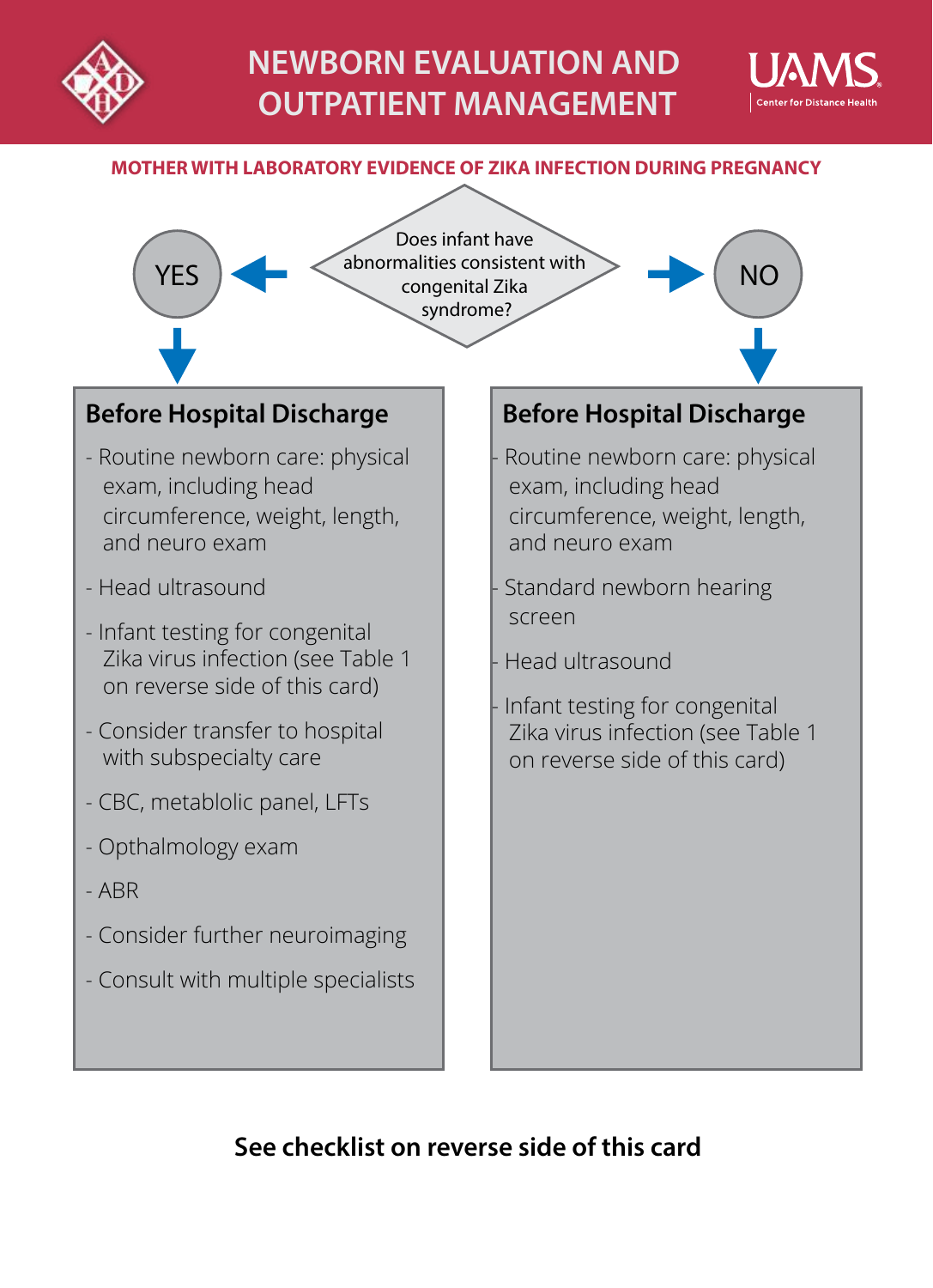# NEWBORN EVALUATION AND OUTPATIENT MANAGEMENT

UAMS Center for Distance Health

**MOTHER WITH LABORATORY EVIDENCE OF ZIKA INFECTION DURING PREGNANCY**

Does infant have abnormalities consistent with congenital Zika syndrome?

## YES

### Before Hospital Discharge

- Routine newborn care: physical exam, including head circumference, weight, length, and neuro exam
- Head ultrasound
- Infant testing for congenital Zika virus infection (see Table 1 on reverse side of this card)
- Consider transfer to hospital with subspecialty care
- CBC, metablolic panel, LFTs
- Opthalmology exam
- ABR
- Consider further neuroimaging
- Consult with multiple specialists

## NO

### Before Hospital Discharge

- Routine newborn care: physical exam, including head circumference, weight, length, and neuro exam
- Standard newborn hearing screen
- Head ultrasound
- Infant testing for congenital Zika virus infection (see Table 1 on reverse side of this card)

**See checklist on reverse side of this card**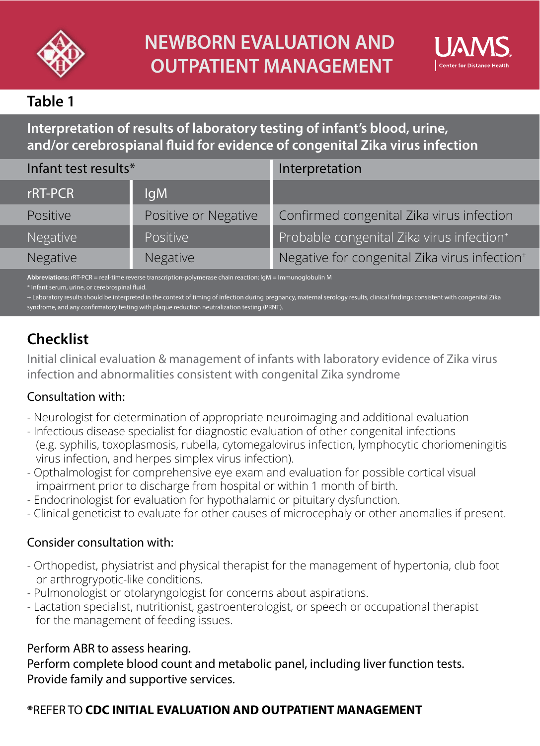# NEWBORN EVALUATION AND OUTPATIENT MANAGEMENT

UAMS Center for Distance Health

## Table 1

**Interpretation of results of laboratory testing of infant's blood, urine, and/or cerebrospianal fluid for evidence of congenital Zika virus infection**

| Infant test results* | | Interpretation |
|---|---|---|
| rRT-PCR | IgM | |
| Positive | Positive or Negative | Confirmed congenital Zika virus infection |
| Negative | Positive | Probable congenital Zika virus infection+ |
| Negative | Negative | Negative for congenital Zika virus infection+ |

**Abbreviations:** rRT-PCR = real-time reverse transcription-polymerase chain reaction; IgM = Immunoglobulin M

* Infant serum, urine, or cerebrospinal fluid.

+ Laboratory results should be interpreted in the context of timing of infection during pregnancy, maternal serology results, clinical findings consistent with congenital Zika syndrome, and any confirmatory testing with plaque reduction neutralization testing (PRNT).

## Checklist

Initial clinical evaluation & management of infants with laboratory evidence of Zika virus infection and abnormalities consistent with congenital Zika syndrome

### Consultation with:

- Neurologist for determination of appropriate neuroimaging and additional evaluation
- Infectious disease specialist for diagnostic evaluation of other congenital infections (e.g. syphilis, toxoplasmosis, rubella, cytomegalovirus infection, lymphocytic choriomeningitis virus infection, and herpes simplex virus infection).
- Opthalmologist for comprehensive eye exam and evaluation for possible cortical visual impairment prior to discharge from hospital or within 1 month of birth.
- Endocrinologist for evaluation for hypothalamic or pituitary dysfunction.
- Clinical geneticist to evaluate for other causes of microcephaly or other anomalies if present.

### Consider consultation with:

- Orthopedist, physiatrist and physical therapist for the management of hypertonia, club foot or arthrogrypotic-like conditions.
- Pulmonologist or otolaryngologist for concerns about aspirations.
- Lactation specialist, nutritionist, gastroenterologist, or speech or occupational therapist for the management of feeding issues.

Perform ABR to assess hearing.
Perform complete blood count and metabolic panel, including liver function tests.
Provide family and supportive services.

*REFER TO **CDC INITIAL EVALUATION AND OUTPATIENT MANAGEMENT**